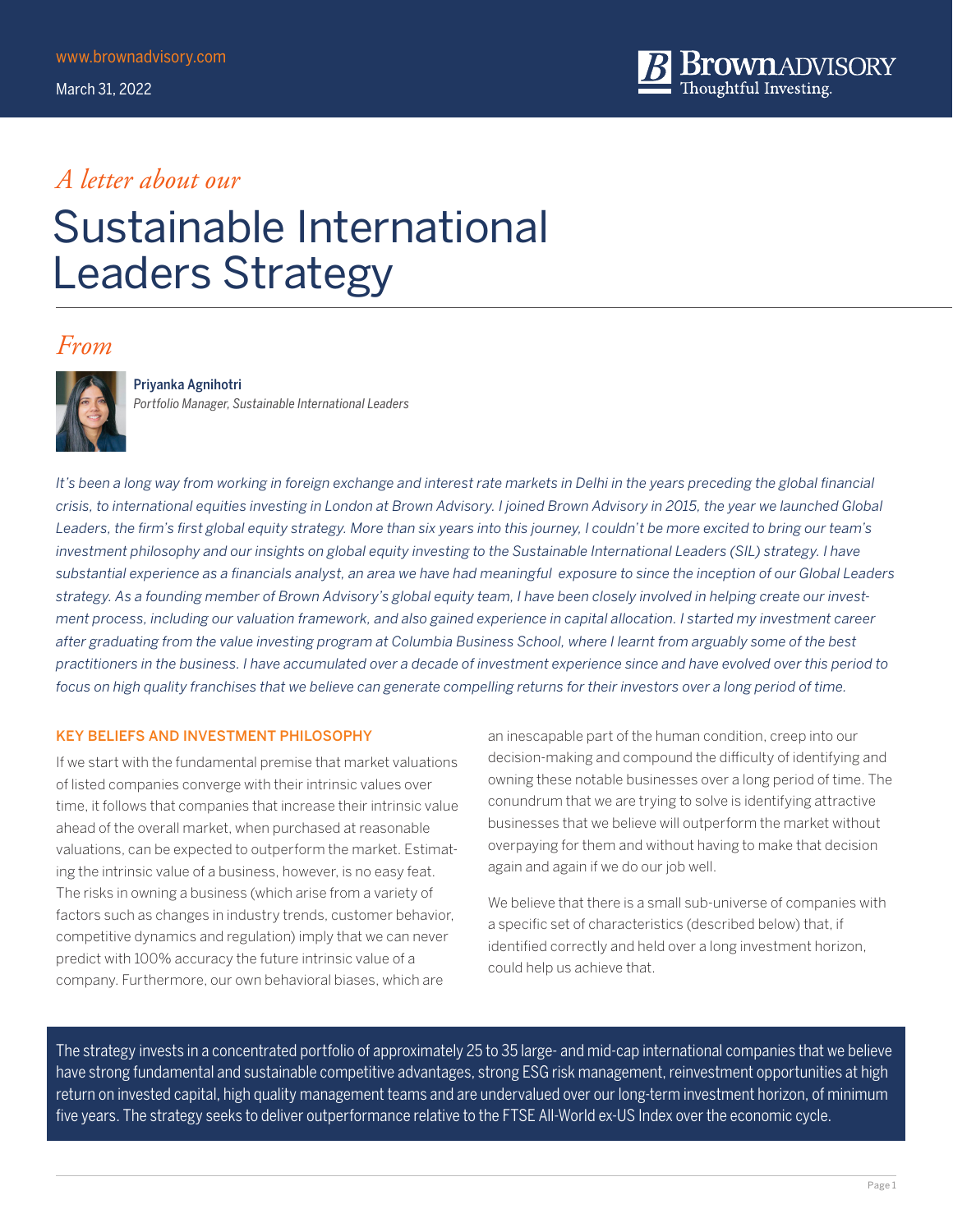www.brownadvisory.com

March 31, 2022

*A letter about our*

# Sustainable International Leaders Strategy

*From*

**Priyanka Agnihotri**
*Portfolio Manager, Sustainable International Leaders*

*It's been a long way from working in foreign exchange and interest rate markets in Delhi in the years preceding the global financial crisis, to international equities investing in London at Brown Advisory. I joined Brown Advisory in 2015, the year we launched Global Leaders, the firm's first global equity strategy. More than six years into this journey, I couldn't be more excited to bring our team's investment philosophy and our insights on global equity investing to the Sustainable International Leaders (SIL) strategy. I have substantial experience as a financials analyst, an area we have had meaningful exposure to since the inception of our Global Leaders strategy. As a founding member of Brown Advisory's global equity team, I have been closely involved in helping create our investment process, including our valuation framework, and also gained experience in capital allocation. I started my investment career after graduating from the value investing program at Columbia Business School, where I learnt from arguably some of the best practitioners in the business. I have accumulated over a decade of investment experience since and have evolved over this period to focus on high quality franchises that we believe can generate compelling returns for their investors over a long period of time.*

## KEY BELIEFS AND INVESTMENT PHILOSOPHY

If we start with the fundamental premise that market valuations of listed companies converge with their intrinsic values over time, it follows that companies that increase their intrinsic value ahead of the overall market, when purchased at reasonable valuations, can be expected to outperform the market. Estimating the intrinsic value of a business, however, is no easy feat. The risks in owning a business (which arise from a variety of factors such as changes in industry trends, customer behavior, competitive dynamics and regulation) imply that we can never predict with 100% accuracy the future intrinsic value of a company. Furthermore, our own behavioral biases, which are an inescapable part of the human condition, creep into our decision-making and compound the difficulty of identifying and owning these notable businesses over a long period of time. The conundrum that we are trying to solve is identifying attractive businesses that we believe will outperform the market without overpaying for them and without having to make that decision again and again if we do our job well.

We believe that there is a small sub-universe of companies with a specific set of characteristics (described below) that, if identified correctly and held over a long investment horizon, could help us achieve that.

The strategy invests in a concentrated portfolio of approximately 25 to 35 large- and mid-cap international companies that we believe have strong fundamental and sustainable competitive advantages, strong ESG risk management, reinvestment opportunities at high return on invested capital, high quality management teams and are undervalued over our long-term investment horizon, of minimum five years. The strategy seeks to deliver outperformance relative to the FTSE All-World ex-US Index over the economic cycle.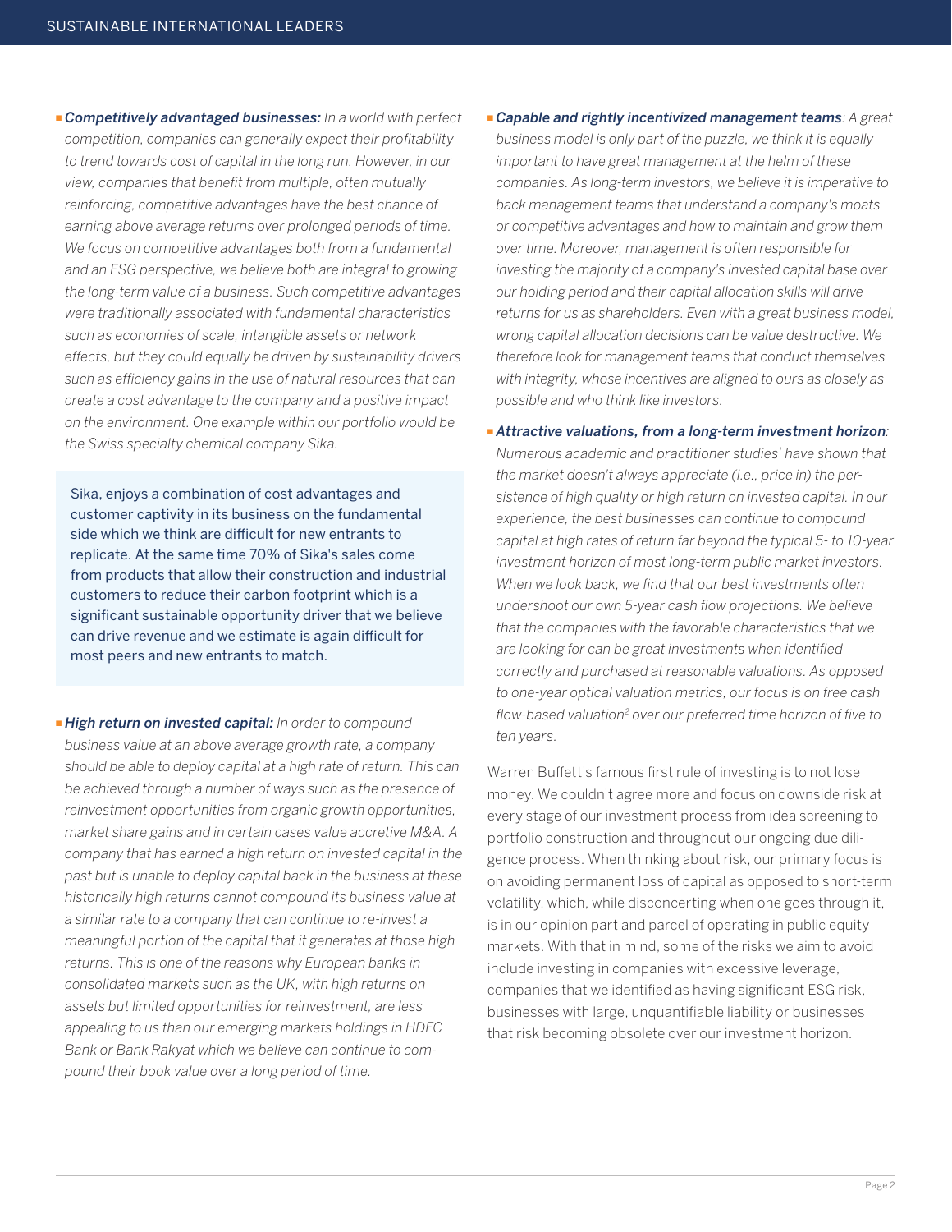- ***Competitively advantaged businesses:*** *In a world with perfect competition, companies can generally expect their profitability to trend towards cost of capital in the long run. However, in our view, companies that benefit from multiple, often mutually reinforcing, competitive advantages have the best chance of earning above average returns over prolonged periods of time. We focus on competitive advantages both from a fundamental and an ESG perspective, we believe both are integral to growing the long-term value of a business. Such competitive advantages were traditionally associated with fundamental characteristics such as economies of scale, intangible assets or network effects, but they could equally be driven by sustainability drivers such as efficiency gains in the use of natural resources that can create a cost advantage to the company and a positive impact on the environment. One example within our portfolio would be the Swiss specialty chemical company Sika.*

> Sika, enjoys a combination of cost advantages and customer captivity in its business on the fundamental side which we think are difficult for new entrants to replicate. At the same time 70% of Sika's sales come from products that allow their construction and industrial customers to reduce their carbon footprint which is a significant sustainable opportunity driver that we believe can drive revenue and we estimate is again difficult for most peers and new entrants to match.

- ***High return on invested capital:*** *In order to compound business value at an above average growth rate, a company should be able to deploy capital at a high rate of return. This can be achieved through a number of ways such as the presence of reinvestment opportunities from organic growth opportunities, market share gains and in certain cases value accretive M&A. A company that has earned a high return on invested capital in the past but is unable to deploy capital back in the business at these historically high returns cannot compound its business value at a similar rate to a company that can continue to re-invest a meaningful portion of the capital that it generates at those high returns. This is one of the reasons why European banks in consolidated markets such as the UK, with high returns on assets but limited opportunities for reinvestment, are less appealing to us than our emerging markets holdings in HDFC Bank or Bank Rakyat which we believe can continue to compound their book value over a long period of time.*

- ***Capable and rightly incentivized management teams****: A great business model is only part of the puzzle, we think it is equally important to have great management at the helm of these companies. As long-term investors, we believe it is imperative to back management teams that understand a company's moats or competitive advantages and how to maintain and grow them over time. Moreover, management is often responsible for investing the majority of a company's invested capital base over our holding period and their capital allocation skills will drive returns for us as shareholders. Even with a great business model, wrong capital allocation decisions can be value destructive. We therefore look for management teams that conduct themselves with integrity, whose incentives are aligned to ours as closely as possible and who think like investors.*

- ***Attractive valuations, from a long-term investment horizon****: Numerous academic and practitioner studies[1] have shown that the market doesn't always appreciate (i.e., price in) the persistence of high quality or high return on invested capital. In our experience, the best businesses can continue to compound capital at high rates of return far beyond the typical 5- to 10-year investment horizon of most long-term public market investors. When we look back, we find that our best investments often undershoot our own 5-year cash flow projections. We believe that the companies with the favorable characteristics that we are looking for can be great investments when identified correctly and purchased at reasonable valuations. As opposed to one-year optical valuation metrics, our focus is on free cash flow-based valuation[2] over our preferred time horizon of five to ten years.*

Warren Buffett's famous first rule of investing is to not lose money. We couldn't agree more and focus on downside risk at every stage of our investment process from idea screening to portfolio construction and throughout our ongoing due diligence process. When thinking about risk, our primary focus is on avoiding permanent loss of capital as opposed to short-term volatility, which, while disconcerting when one goes through it, is in our opinion part and parcel of operating in public equity markets. With that in mind, some of the risks we aim to avoid include investing in companies with excessive leverage, companies that we identified as having significant ESG risk, businesses with large, unquantifiable liability or businesses that risk becoming obsolete over our investment horizon.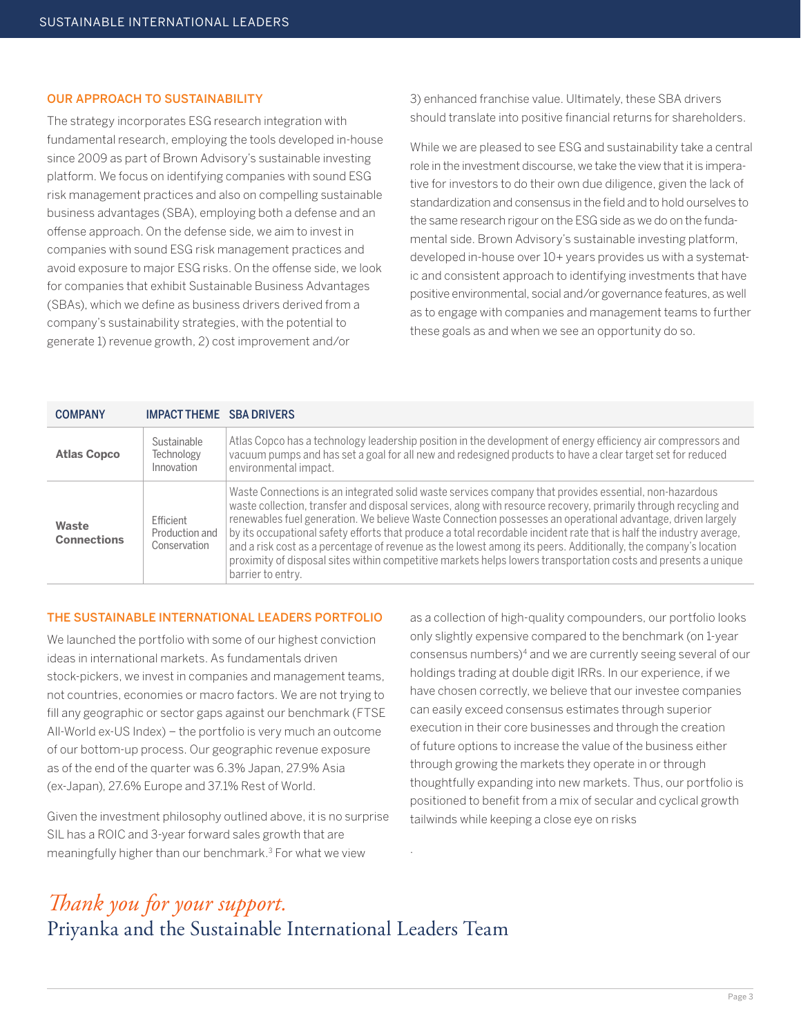## OUR APPROACH TO SUSTAINABILITY

The strategy incorporates ESG research integration with fundamental research, employing the tools developed in-house since 2009 as part of Brown Advisory's sustainable investing platform. We focus on identifying companies with sound ESG risk management practices and also on compelling sustainable business advantages (SBA), employing both a defense and an offense approach. On the defense side, we aim to invest in companies with sound ESG risk management practices and avoid exposure to major ESG risks. On the offense side, we look for companies that exhibit Sustainable Business Advantages (SBAs), which we define as business drivers derived from a company's sustainability strategies, with the potential to generate 1) revenue growth, 2) cost improvement and/or 3) enhanced franchise value. Ultimately, these SBA drivers should translate into positive financial returns for shareholders.

While we are pleased to see ESG and sustainability take a central role in the investment discourse, we take the view that it is imperative for investors to do their own due diligence, given the lack of standardization and consensus in the field and to hold ourselves to the same research rigour on the ESG side as we do on the fundamental side. Brown Advisory's sustainable investing platform, developed in-house over 10+ years provides us with a systematic and consistent approach to identifying investments that have positive environmental, social and/or governance features, as well as to engage with companies and management teams to further these goals as and when we see an opportunity do so.

| COMPANY | IMPACT THEME | SBA DRIVERS |
|---|---|---|
| **Atlas Copco** | Sustainable Technology Innovation | Atlas Copco has a technology leadership position in the development of energy efficiency air compressors and vacuum pumps and has set a goal for all new and redesigned products to have a clear target set for reduced environmental impact. |
| **Waste Connections** | Efficient Production and Conservation | Waste Connections is an integrated solid waste services company that provides essential, non-hazardous waste collection, transfer and disposal services, along with resource recovery, primarily through recycling and renewables fuel generation. We believe Waste Connection possesses an operational advantage, driven largely by its occupational safety efforts that produce a total recordable incident rate that is half the industry average, and a risk cost as a percentage of revenue as the lowest among its peers. Additionally, the company's location proximity of disposal sites within competitive markets helps lowers transportation costs and presents a unique barrier to entry. |

## THE SUSTAINABLE INTERNATIONAL LEADERS PORTFOLIO

We launched the portfolio with some of our highest conviction ideas in international markets. As fundamentals driven stock-pickers, we invest in companies and management teams, not countries, economies or macro factors. We are not trying to fill any geographic or sector gaps against our benchmark (FTSE All-World ex-US Index) – the portfolio is very much an outcome of our bottom-up process. Our geographic revenue exposure as of the end of the quarter was 6.3% Japan, 27.9% Asia (ex-Japan), 27.6% Europe and 37.1% Rest of World.

Given the investment philosophy outlined above, it is no surprise SIL has a ROIC and 3-year forward sales growth that are meaningfully higher than our benchmark.[3] For what we view as a collection of high-quality compounders, our portfolio looks only slightly expensive compared to the benchmark (on 1-year consensus numbers)[4] and we are currently seeing several of our holdings trading at double digit IRRs. In our experience, if we have chosen correctly, we believe that our investee companies can easily exceed consensus estimates through superior execution in their core businesses and through the creation of future options to increase the value of the business either through growing the markets they operate in or through thoughtfully expanding into new markets. Thus, our portfolio is positioned to benefit from a mix of secular and cyclical growth tailwinds while keeping a close eye on risks

.

*Thank you for your support.*
Priyanka and the Sustainable International Leaders Team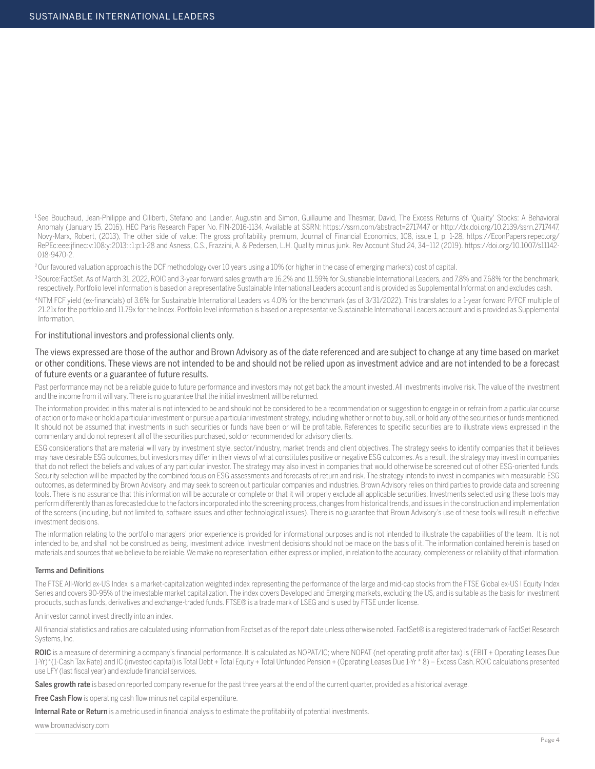[1] See Bouchaud, Jean-Philippe and Ciliberti, Stefano and Landier, Augustin and Simon, Guillaume and Thesmar, David, The Excess Returns of 'Quality' Stocks: A Behavioral Anomaly (January 15, 2016). HEC Paris Research Paper No. FIN-2016-1134, Available at SSRN: https://ssrn.com/abstract=2717447 or http://dx.doi.org/10.2139/ssrn.2717447, Novy-Marx, Robert, (2013), The other side of value: The gross profitability premium, Journal of Financial Economics, 108, issue 1, p. 1-28, https://EconPapers.repec.org/RePEc:eee:jfinec:v:108:y:2013:i:1:p:1-28 and Asness, C.S., Frazzini, A. & Pedersen, L.H. Quality minus junk. Rev Account Stud 24, 34–112 (2019). https://doi.org/10.1007/s11142-018-9470-2.

[2] Our favoured valuation approach is the DCF methodology over 10 years using a 10% (or higher in the case of emerging markets) cost of capital.

[3] Source:FactSet. As of March 31, 2022, ROIC and 3-year forward sales growth are 16.2% and 11.59% for Sustianable International Leaders, and 7.8% and 7.68% for the benchmark, respectively. Portfolio level information is based on a representative Sustainable International Leaders account and is provided as Supplemental Information and excludes cash.

[4] NTM FCF yield (ex-financials) of 3.6% for Sustainable International Leaders vs 4.0% for the benchmark (as of 3/31/2022). This translates to a 1-year forward P/FCF multiple of 21.21x for the portfolio and 11.79x for the Index. Portfolio level information is based on a representative Sustainable International Leaders account and is provided as Supplemental Information.

For institutional investors and professional clients only.

The views expressed are those of the author and Brown Advisory as of the date referenced and are subject to change at any time based on market or other conditions. These views are not intended to be and should not be relied upon as investment advice and are not intended to be a forecast of future events or a guarantee of future results.

Past performance may not be a reliable guide to future performance and investors may not get back the amount invested. All investments involve risk. The value of the investment and the income from it will vary. There is no guarantee that the initial investment will be returned.

The information provided in this material is not intended to be and should not be considered to be a recommendation or suggestion to engage in or refrain from a particular course of action or to make or hold a particular investment or pursue a particular investment strategy, including whether or not to buy, sell, or hold any of the securities or funds mentioned. It should not be assumed that investments in such securities or funds have been or will be profitable. References to specific securities are to illustrate views expressed in the commentary and do not represent all of the securities purchased, sold or recommended for advisory clients.

ESG considerations that are material will vary by investment style, sector/industry, market trends and client objectives. The strategy seeks to identify companies that it believes may have desirable ESG outcomes, but investors may differ in their views of what constitutes positive or negative ESG outcomes. As a result, the strategy may invest in companies that do not reflect the beliefs and values of any particular investor. The strategy may also invest in companies that would otherwise be screened out of other ESG-oriented funds. Security selection will be impacted by the combined focus on ESG assessments and forecasts of return and risk. The strategy intends to invest in companies with measurable ESG outcomes, as determined by Brown Advisory, and may seek to screen out particular companies and industries. Brown Advisory relies on third parties to provide data and screening tools. There is no assurance that this information will be accurate or complete or that it will properly exclude all applicable securities. Investments selected using these tools may perform differently than as forecasted due to the factors incorporated into the screening process, changes from historical trends, and issues in the construction and implementation of the screens (including, but not limited to, software issues and other technological issues). There is no guarantee that Brown Advisory's use of these tools will result in effective investment decisions.

The information relating to the portfolio managers' prior experience is provided for informational purposes and is not intended to illustrate the capabilities of the team. It is not intended to be, and shall not be construed as being, investment advice. Investment decisions should not be made on the basis of it. The information contained herein is based on materials and sources that we believe to be reliable. We make no representation, either express or implied, in relation to the accuracy, completeness or reliability of that information.

#### Terms and Definitions

The FTSE All-World ex-US Index is a market-capitalization weighted index representing the performance of the large and mid-cap stocks from the FTSE Global ex-US l Equity Index Series and covers 90-95% of the investable market capitalization. The index covers Developed and Emerging markets, excluding the US, and is suitable as the basis for investment products, such as funds, derivatives and exchange-traded funds. FTSE® is a trade mark of LSEG and is used by FTSE under license.

An investor cannot invest directly into an index.

All financial statistics and ratios are calculated using information from Factset as of the report date unless otherwise noted. FactSet® is a registered trademark of FactSet Research Systems, Inc.

**ROIC** is a measure of determining a company's financial performance. It is calculated as NOPAT/IC; where NOPAT (net operating profit after tax) is (EBIT + Operating Leases Due 1-Yr)*(1-Cash Tax Rate) and IC (invested capital) is Total Debt + Total Equity + Total Unfunded Pension + (Operating Leases Due 1-Yr * 8) – Excess Cash. ROIC calculations presented use LFY (last fiscal year) and exclude financial services.

**Sales growth rate** is based on reported company revenue for the past three years at the end of the current quarter, provided as a historical average.

**Free Cash Flow** is operating cash flow minus net capital expenditure.

**Internal Rate or Return** is a metric used in financial analysis to estimate the profitability of potential investments.

www.brownadvisory.com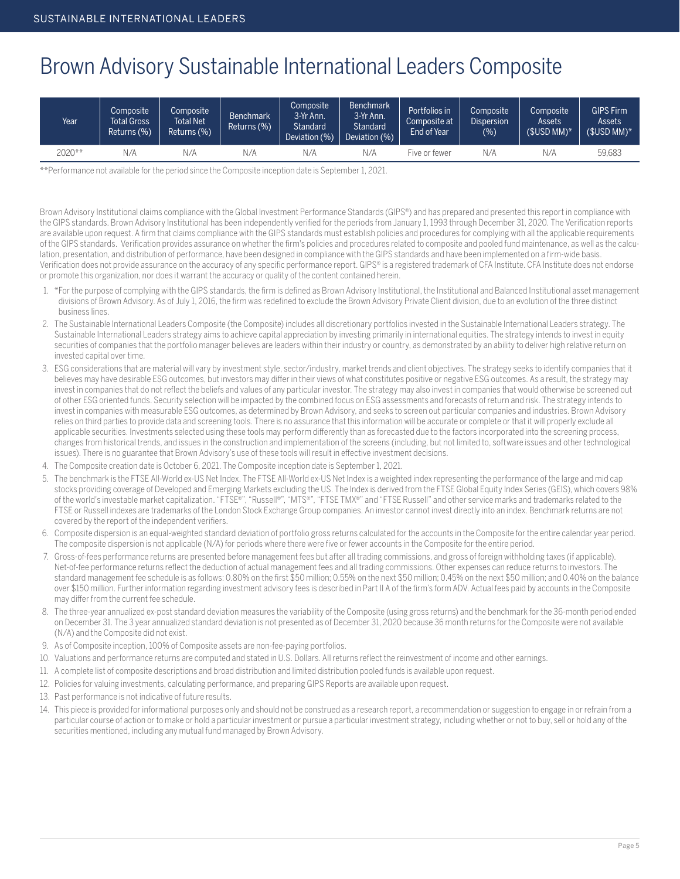# Brown Advisory Sustainable International Leaders Composite

| Year | Composite Total Gross Returns (%) | Composite Total Net Returns (%) | Benchmark Returns (%) | Composite 3-Yr Ann. Standard Deviation (%) | Benchmark 3-Yr Ann. Standard Deviation (%) | Portfolios in Composite at End of Year | Composite Dispersion (%) | Composite Assets ($USD MM)* | GIPS Firm Assets ($USD MM)* |
|---|---|---|---|---|---|---|---|---|---|
| 2020** | N/A | N/A | N/A | N/A | N/A | Five or fewer | N/A | N/A | 59,683 |

**Performance not available for the period since the Composite inception date is September 1, 2021.

Brown Advisory Institutional claims compliance with the Global Investment Performance Standards (GIPS®) and has prepared and presented this report in compliance with the GIPS standards. Brown Advisory Institutional has been independently verified for the periods from January 1, 1993 through December 31, 2020. The Verification reports are available upon request. A firm that claims compliance with the GIPS standards must establish policies and procedures for complying with all the applicable requirements of the GIPS standards. Verification provides assurance on whether the firm's policies and procedures related to composite and pooled fund maintenance, as well as the calculation, presentation, and distribution of performance, have been designed in compliance with the GIPS standards and have been implemented on a firm-wide basis. Verification does not provide assurance on the accuracy of any specific performance report. GIPS® is a registered trademark of CFA Institute. CFA Institute does not endorse or promote this organization, nor does it warrant the accuracy or quality of the content contained herein.

1. *For the purpose of complying with the GIPS standards, the firm is defined as Brown Advisory Institutional, the Institutional and Balanced Institutional asset management divisions of Brown Advisory. As of July 1, 2016, the firm was redefined to exclude the Brown Advisory Private Client division, due to an evolution of the three distinct business lines.
2. The Sustainable International Leaders Composite (the Composite) includes all discretionary portfolios invested in the Sustainable International Leaders strategy. The Sustainable International Leaders strategy aims to achieve capital appreciation by investing primarily in international equities. The strategy intends to invest in equity securities of companies that the portfolio manager believes are leaders within their industry or country, as demonstrated by an ability to deliver high relative return on invested capital over time.
3. ESG considerations that are material will vary by investment style, sector/industry, market trends and client objectives. The strategy seeks to identify companies that it believes may have desirable ESG outcomes, but investors may differ in their views of what constitutes positive or negative ESG outcomes. As a result, the strategy may invest in companies that do not reflect the beliefs and values of any particular investor. The strategy may also invest in companies that would otherwise be screened out of other ESG oriented funds. Security selection will be impacted by the combined focus on ESG assessments and forecasts of return and risk. The strategy intends to invest in companies with measurable ESG outcomes, as determined by Brown Advisory, and seeks to screen out particular companies and industries. Brown Advisory relies on third parties to provide data and screening tools. There is no assurance that this information will be accurate or complete or that it will properly exclude all applicable securities. Investments selected using these tools may perform differently than as forecasted due to the factors incorporated into the screening process, changes from historical trends, and issues in the construction and implementation of the screens (including, but not limited to, software issues and other technological issues). There is no guarantee that Brown Advisory's use of these tools will result in effective investment decisions.
4. The Composite creation date is October 6, 2021. The Composite inception date is September 1, 2021.
5. The benchmark is the FTSE All-World ex-US Net Index. The FTSE All-World ex-US Net Index is a weighted index representing the performance of the large and mid cap stocks providing coverage of Developed and Emerging Markets excluding the US. The Index is derived from the FTSE Global Equity Index Series (GEIS), which covers 98% of the world's investable market capitalization. "FTSE®", "Russell®", "MTS®", "FTSE TMX®" and "FTSE Russell" and other service marks and trademarks related to the FTSE or Russell indexes are trademarks of the London Stock Exchange Group companies. An investor cannot invest directly into an index. Benchmark returns are not covered by the report of the independent verifiers.
6. Composite dispersion is an equal-weighted standard deviation of portfolio gross returns calculated for the accounts in the Composite for the entire calendar year period. The composite dispersion is not applicable (N/A) for periods where there were five or fewer accounts in the Composite for the entire period.
7. Gross-of-fees performance returns are presented before management fees but after all trading commissions, and gross of foreign withholding taxes (if applicable). Net-of-fee performance returns reflect the deduction of actual management fees and all trading commissions. Other expenses can reduce returns to investors. The standard management fee schedule is as follows: 0.80% on the first $50 million; 0.55% on the next $50 million; 0.45% on the next $50 million; and 0.40% on the balance over $150 million. Further information regarding investment advisory fees is described in Part II A of the firm's form ADV. Actual fees paid by accounts in the Composite may differ from the current fee schedule.
8. The three-year annualized ex-post standard deviation measures the variability of the Composite (using gross returns) and the benchmark for the 36-month period ended on December 31. The 3 year annualized standard deviation is not presented as of December 31, 2020 because 36 month returns for the Composite were not available (N/A) and the Composite did not exist.
9. As of Composite inception, 100% of Composite assets are non-fee-paying portfolios.
10. Valuations and performance returns are computed and stated in U.S. Dollars. All returns reflect the reinvestment of income and other earnings.
11. A complete list of composite descriptions and broad distribution and limited distribution pooled funds is available upon request.
12. Policies for valuing investments, calculating performance, and preparing GIPS Reports are available upon request.
13. Past performance is not indicative of future results.
14. This piece is provided for informational purposes only and should not be construed as a research report, a recommendation or suggestion to engage in or refrain from a particular course of action or to make or hold a particular investment or pursue a particular investment strategy, including whether or not to buy, sell or hold any of the securities mentioned, including any mutual fund managed by Brown Advisory.